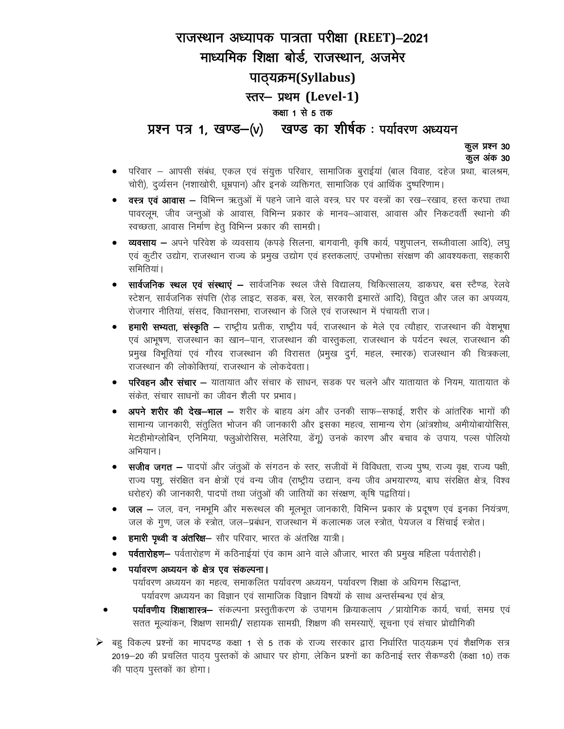# राजस्थान अध्यापक पात्रता परीक्षा (REET)–2021

## माध्यमिक शिक्षा बोर्ड, राजस्थान, अजमेर

## पाठ्यक्रम(Syllabus)

## स्तर– प्रथम (Level-1)

### कक्षा 1 से 5 तक

### प्रश्न पत्र 1, खण्ड–(v)    खण्ड का शीर्षक : पर्यावरण अध्ययन

**कुल प्रश्न 30**
**कुल अंक 30**

- परिवार – आपसी संबंध, एकल एवं संयुक्त परिवार, सामाजिक बुराईयां (बाल विवाह, दहेज प्रथा, बालश्रम, चोरी), दुर्व्यसन (नशाखोरी, धूम्रपान) और इनके व्यक्तिगत, सामाजिक एवं आर्थिक दुष्परिणाम।
- **वस्त्र एवं आवास** – विभिन्न ऋतुओं में पहने जाने वाले वस्त्र, घर पर वस्त्रों का रख–रखाव, हस्त करघा तथा पावरलूम, जीव जन्तुओं के आवास, विभिन्न प्रकार के मानव–आवास, आवास और निकटवर्ती स्थानो की स्वच्छता, आवास निर्माण हेतु विभिन्न प्रकार की सामग्री।
- **व्यवसाय** – अपने परिवेश के व्यवसाय (कपड़े सिलना, बागवानी, कृषि कार्य, पशुपालन, सब्जीवाला आदि), लघु एवं कुटीर उद्योग, राजस्थान राज्य के प्रमुख उद्योग एवं हस्तकलाएं, उपभोक्ता संरक्षण की आवश्यकता, सहकारी समितियां।
- **सार्वजनिक स्थल एवं संस्थाएं** – सार्वजनिक स्थल जैसे विद्यालय, चिकित्सालय, डाकघर, बस स्टैण्ड, रेलवे स्टेशन, सार्वजनिक संपत्ति (रोड़ लाइट, सडक, बस, रेल, सरकारी इमारतें आदि), विद्युत और जल का अपव्यय, रोजगार नीतियां, संसद, विधानसभा, राजस्थान के जिले एवं राजस्थान में पंचायती राज।
- **हमारी सभ्यता, संस्कृति** – राष्ट्रीय प्रतीक, राष्ट्रीय पर्व, राजस्थान के मेले एव त्यौहार, राजस्थान की वेशभूषा एवं आभूषण, राजस्थान का खान–पान, राजस्थान की वास्तुकला, राजस्थान के पर्यटन स्थल, राजस्थान की प्रमुख विभूतियां एवं गौरव राजस्थान की विरासत (प्रमुख दुर्ग, महल, स्मारक) राजस्थान की चित्रकला, राजस्थान की लोकोक्तियां, राजस्थान के लोकदेवता।
- **परिवहन और संचार** – यातायात और संचार के साधन, सडक पर चलने और यातायात के नियम, यातायात के संकेत, संचार साधनों का जीवन शैली पर प्रभाव।
- **अपने शरीर की देख–भाल** – शरीर के बाहय अंग और उनकी साफ–सफाई, शरीर के आंतरिक भागों की सामान्य जानकारी, संतुलित भोजन की जानकारी और इसका महत्व, सामान्य रोग (आंत्रशोथ, अमीयोबायोसिस, मेटहीमोग्लोबिन, एनिमिया, फ्लुओरोसिस, मलेरिया, डेंगू) उनके कारण और बचाव के उपाय, पल्स पोलियो अभियान।
- **सजीव जगत** – पादपों और जंतुओं के संगठन के स्तर, सजीवों में विविधता, राज्य पुष्प, राज्य वृक्ष, राज्य पक्षी, राज्य पशु, संरक्षित वन क्षेत्रों एवं वन्य जीव (राष्ट्रीय उद्यान, वन्य जीव अभयारण्य, बाघ संरक्षित क्षेत्र, विश्व धरोहर) की जानकारी, पादपों तथा जंतुओं की जातियों का संरक्षण, कृषि पद्वतियां।
- **जल** – जल, वन, नमभूमि और मरूस्थल की मूलभूत जानकारी, विभिन्न प्रकार के प्रदूषण एवं इनका नियंत्रण, जल के गुण, जल के स्त्रोत, जल–प्रबंधन, राजस्थान में कलात्मक जल स्त्रोत, पेयजल व सिंचाई स्त्रोत।
- **हमारी पृथ्वी व अंतरिक्ष**– सौर परिवार, भारत के अंतरिक्ष यात्री।
- **पर्वतारोहण**– पर्वतारोहण में कठिनाईयां एंव काम आने वाले औजार, भारत की प्रमुख महिला पर्वतारोही।
- **पर्यावरण अध्ययन के क्षेत्र एव संकल्पना।**
  पर्यावरण अध्ययन का महत्व, समाकलित पर्यावरण अध्ययन, पर्यावरण शिक्षा के अधिगम सिद्धान्त, पर्यावरण अध्ययन का विज्ञान एवं सामाजिक विज्ञान विषयों के साथ अन्तर्सम्बन्ध एवं क्षेत्र,
- **पर्यावणीय शिक्षाशास्त्र**– संकल्पना प्रस्तुतीकरण के उपागम क्रियाकलाप /प्रायोगिक कार्य, चर्चा, समग्र एवं सतत मूल्यांकन, शिक्षण सामग्री/ सहायक सामग्री, शिक्षण की समस्याऐं, सूचना एवं संचार प्रोद्यौगिकी

➢ बहु विकल्प प्रश्नों का मापदण्ड कक्षा 1 से 5 तक के राज्य सरकार द्वारा निर्धारित पाठ्यक्रम एवं शैक्षणिक सत्र 2019–20 की प्रचलित पाठ्य पुस्तकों के आधार पर होगा, लेकिन प्रश्नों का कठिनाई स्तर सैकण्डरी (कक्षा 10) तक की पाठ्य पुस्तकों का होगा।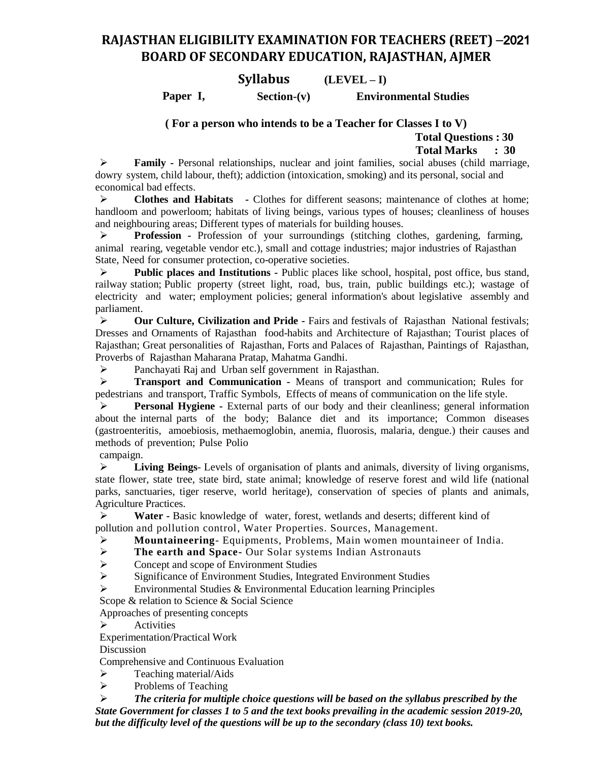# RAJASTHAN ELIGIBILITY EXAMINATION FOR TEACHERS (REET) –2021
# BOARD OF SECONDARY EDUCATION, RAJASTHAN, AJMER

## Syllabus (LEVEL – I)

**Paper I, Section-(v) Environmental Studies**

**( For a person who intends to be a Teacher for Classes I to V)**

**Total Questions : 30**
**Total Marks : 30**

- **Family -** Personal relationships, nuclear and joint families, social abuses (child marriage, dowry system, child labour, theft); addiction (intoxication, smoking) and its personal, social and economical bad effects.
- **Clothes and Habitats -** Clothes for different seasons; maintenance of clothes at home; handloom and powerloom; habitats of living beings, various types of houses; cleanliness of houses and neighbouring areas; Different types of materials for building houses.
- **Profession -** Profession of your surroundings (stitching clothes, gardening, farming, animal rearing, vegetable vendor etc.), small and cottage industries; major industries of Rajasthan State, Need for consumer protection, co-operative societies.
- **Public places and Institutions -** Public places like school, hospital, post office, bus stand, railway station; Public property (street light, road, bus, train, public buildings etc.); wastage of electricity and water; employment policies; general information's about legislative assembly and parliament.
- **Our Culture, Civilization and Pride -** Fairs and festivals of Rajasthan National festivals; Dresses and Ornaments of Rajasthan food-habits and Architecture of Rajasthan; Tourist places of Rajasthan; Great personalities of Rajasthan, Forts and Palaces of Rajasthan, Paintings of Rajasthan, Proverbs of Rajasthan Maharana Pratap, Mahatma Gandhi.
- Panchayati Raj and Urban self government in Rajasthan.
- **Transport and Communication -** Means of transport and communication; Rules for pedestrians and transport, Traffic Symbols, Effects of means of communication on the life style.
- **Personal Hygiene -** External parts of our body and their cleanliness; general information about the internal parts of the body; Balance diet and its importance; Common diseases (gastroenteritis, amoebiosis, methaemoglobin, anemia, fluorosis, malaria, dengue.) their causes and methods of prevention; Pulse Polio campaign.
- **Living Beings-** Levels of organisation of plants and animals, diversity of living organisms, state flower, state tree, state bird, state animal; knowledge of reserve forest and wild life (national parks, sanctuaries, tiger reserve, world heritage), conservation of species of plants and animals, Agriculture Practices.
- **Water -** Basic knowledge of water, forest, wetlands and deserts; different kind of pollution and pollution control, Water Properties. Sources, Management.
- **Mountaineering-** Equipments, Problems, Main women mountaineer of India.
- **The earth and Space-** Our Solar systems Indian Astronauts
- Concept and scope of Environment Studies
- Significance of Environment Studies, Integrated Environment Studies
- Environmental Studies & Environmental Education learning Principles

Scope & relation to Science & Social Science

Approaches of presenting concepts

- Activities

Experimentation/Practical Work

Discussion

Comprehensive and Continuous Evaluation

- Teaching material/Aids
- Problems of Teaching
- ***The criteria for multiple choice questions will be based on the syllabus prescribed by the State Government for classes 1 to 5 and the text books prevailing in the academic session 2019-20, but the difficulty level of the questions will be up to the secondary (class 10) text books.***